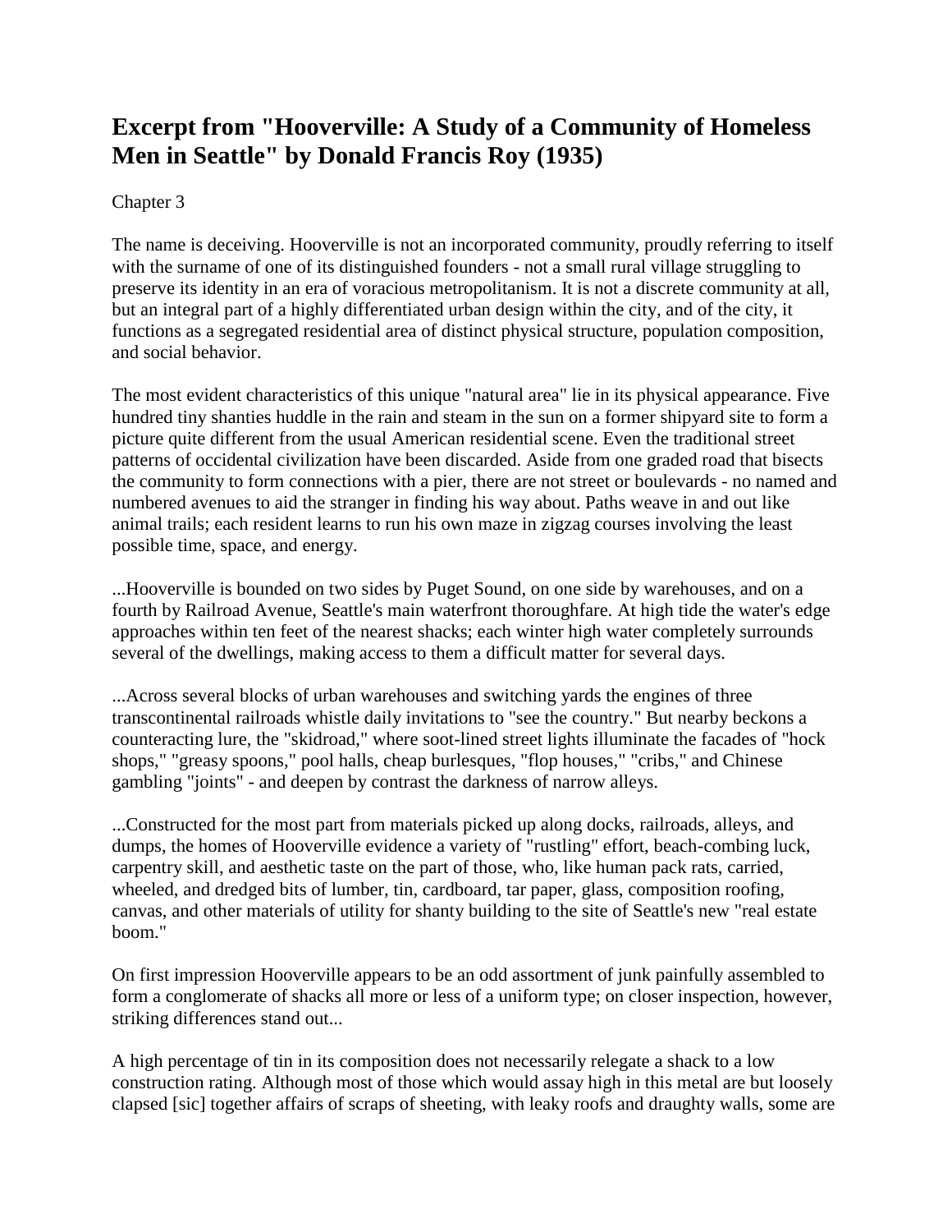# Excerpt from "Hooverville: A Study of a Community of Homeless Men in Seattle" by Donald Francis Roy (1935)

Chapter 3

The name is deceiving. Hooverville is not an incorporated community, proudly referring to itself with the surname of one of its distinguished founders - not a small rural village struggling to preserve its identity in an era of voracious metropolitanism. It is not a discrete community at all, but an integral part of a highly differentiated urban design within the city, and of the city, it functions as a segregated residential area of distinct physical structure, population composition, and social behavior.

The most evident characteristics of this unique "natural area" lie in its physical appearance. Five hundred tiny shanties huddle in the rain and steam in the sun on a former shipyard site to form a picture quite different from the usual American residential scene. Even the traditional street patterns of occidental civilization have been discarded. Aside from one graded road that bisects the community to form connections with a pier, there are not street or boulevards - no named and numbered avenues to aid the stranger in finding his way about. Paths weave in and out like animal trails; each resident learns to run his own maze in zigzag courses involving the least possible time, space, and energy.

...Hooverville is bounded on two sides by Puget Sound, on one side by warehouses, and on a fourth by Railroad Avenue, Seattle's main waterfront thoroughfare. At high tide the water's edge approaches within ten feet of the nearest shacks; each winter high water completely surrounds several of the dwellings, making access to them a difficult matter for several days.

...Across several blocks of urban warehouses and switching yards the engines of three transcontinental railroads whistle daily invitations to "see the country." But nearby beckons a counteracting lure, the "skidroad," where soot-lined street lights illuminate the facades of "hock shops," "greasy spoons," pool halls, cheap burlesques, "flop houses," "cribs," and Chinese gambling "joints" - and deepen by contrast the darkness of narrow alleys.

...Constructed for the most part from materials picked up along docks, railroads, alleys, and dumps, the homes of Hooverville evidence a variety of "rustling" effort, beach-combing luck, carpentry skill, and aesthetic taste on the part of those, who, like human pack rats, carried, wheeled, and dredged bits of lumber, tin, cardboard, tar paper, glass, composition roofing, canvas, and other materials of utility for shanty building to the site of Seattle's new "real estate boom."

On first impression Hooverville appears to be an odd assortment of junk painfully assembled to form a conglomerate of shacks all more or less of a uniform type; on closer inspection, however, striking differences stand out...

A high percentage of tin in its composition does not necessarily relegate a shack to a low construction rating. Although most of those which would assay high in this metal are but loosely clapsed [sic] together affairs of scraps of sheeting, with leaky roofs and draughty walls, some are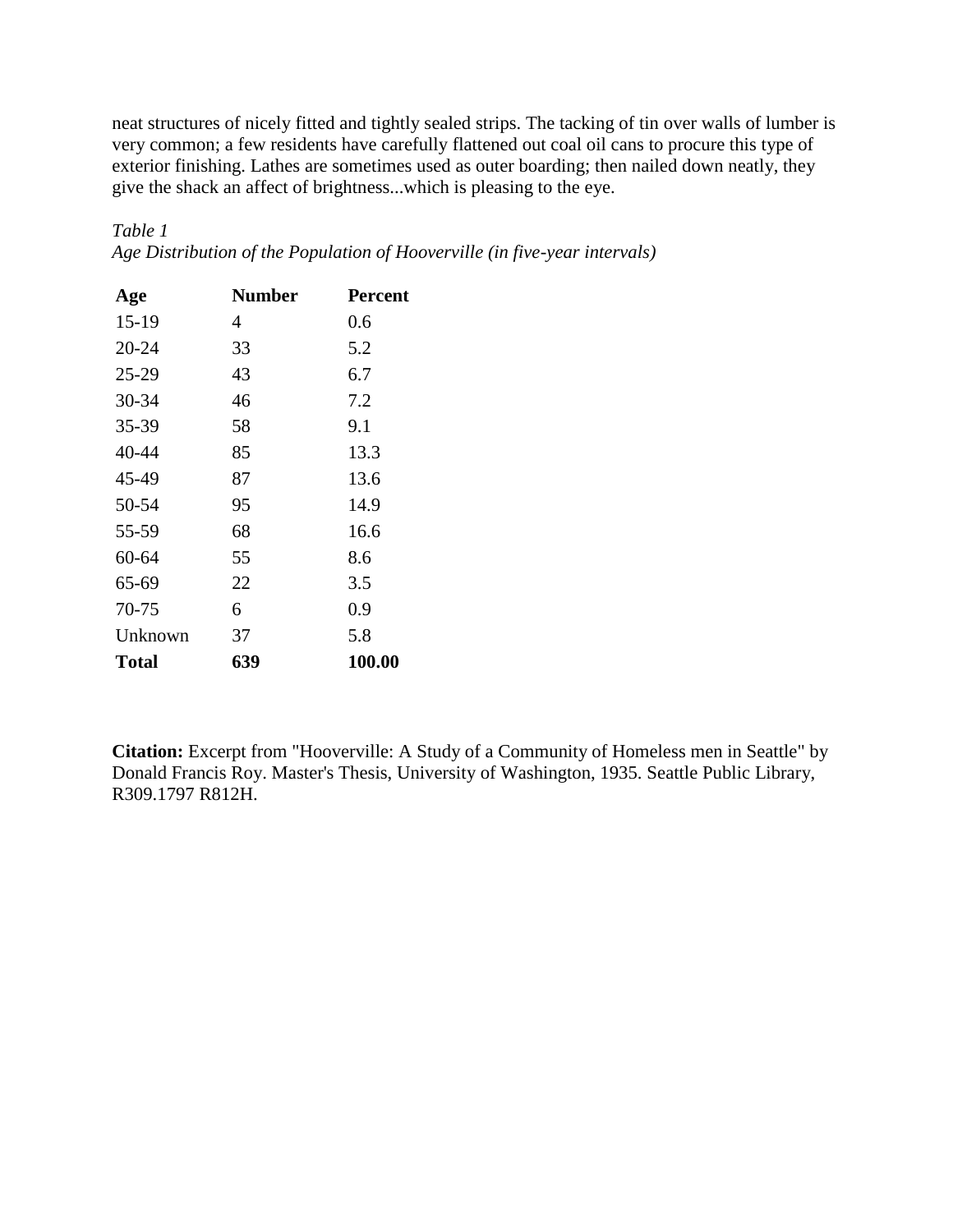neat structures of nicely fitted and tightly sealed strips. The tacking of tin over walls of lumber is very common; a few residents have carefully flattened out coal oil cans to procure this type of exterior finishing. Lathes are sometimes used as outer boarding; then nailed down neatly, they give the shack an affect of brightness...which is pleasing to the eye.

*Table 1*
*Age Distribution of the Population of Hooverville (in five-year intervals)*

| **Age** | **Number** | **Percent** |
|---|---|---|
| 15-19 | 4 | 0.6 |
| 20-24 | 33 | 5.2 |
| 25-29 | 43 | 6.7 |
| 30-34 | 46 | 7.2 |
| 35-39 | 58 | 9.1 |
| 40-44 | 85 | 13.3 |
| 45-49 | 87 | 13.6 |
| 50-54 | 95 | 14.9 |
| 55-59 | 68 | 16.6 |
| 60-64 | 55 | 8.6 |
| 65-69 | 22 | 3.5 |
| 70-75 | 6 | 0.9 |
| Unknown | 37 | 5.8 |
| **Total** | **639** | **100.00** |

**Citation:** Excerpt from "Hooverville: A Study of a Community of Homeless men in Seattle" by Donald Francis Roy. Master's Thesis, University of Washington, 1935. Seattle Public Library, R309.1797 R812H.